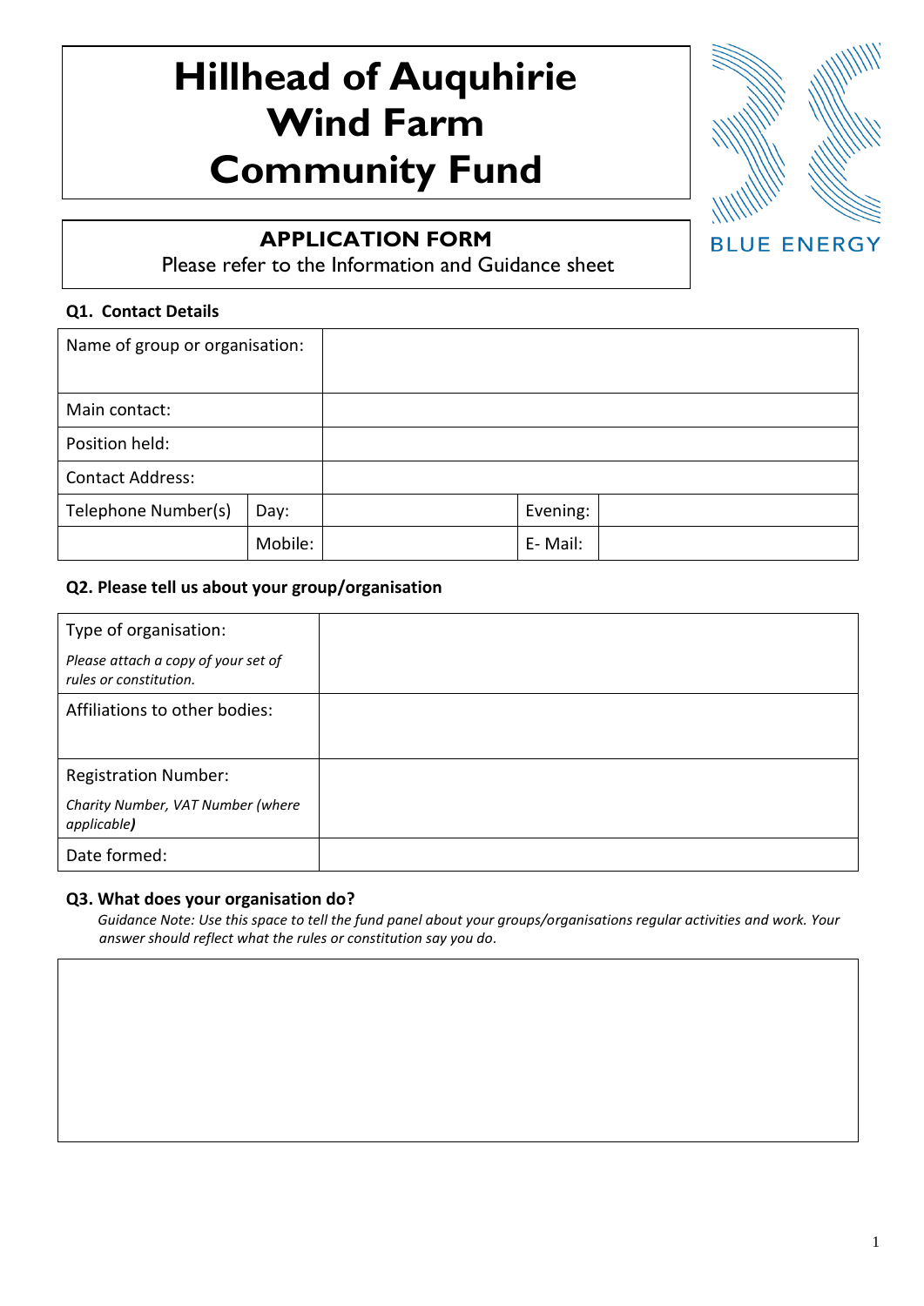# Hillhead of Auquhirie Wind Farm Community Fund

BLUE ENERGY

## APPLICATION FORM

Please refer to the Information and Guidance sheet

### Q1. Contact Details

| | | | | |
|---|---|---|---|---|
| Name of group or organisation: | | | | |
| Main contact: | | | | |
| Position held: | | | | |
| Contact Address: | | | | |
| Telephone Number(s) | Day: | | Evening: | |
| | Mobile: | | E- Mail: | |

### Q2. Please tell us about your group/organisation

| | |
|---|---|
| Type of organisation: *Please attach a copy of your set of rules or constitution.* | |
| Affiliations to other bodies: | |
| Registration Number: *Charity Number, VAT Number (where applicable)* | |
| Date formed: | |

### Q3. What does your organisation do?

*Guidance Note: Use this space to tell the fund panel about your groups/organisations regular activities and work. Your answer should reflect what the rules or constitution say you do.*

| |
|---|
| |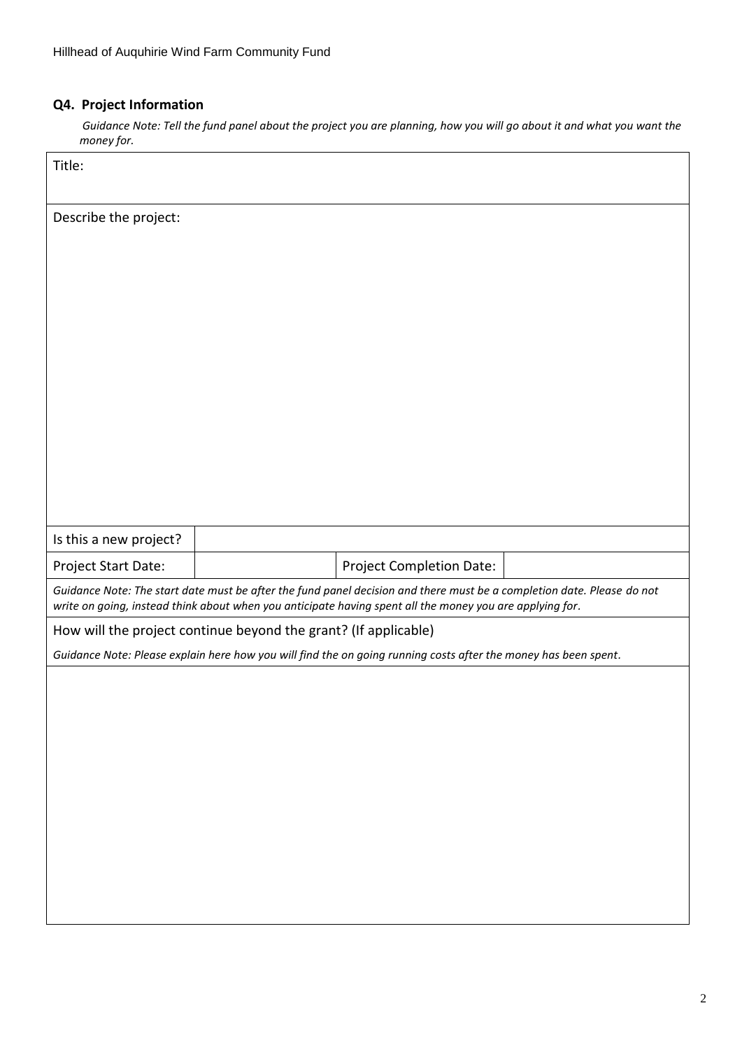## Q4. Project Information

*Guidance Note: Tell the fund panel about the project you are planning, how you will go about it and what you want the money for.*

| Title: | | | |
|---|---|---|---|
| Describe the project: | | | |
| Is this a new project? | | | |
| Project Start Date: | | Project Completion Date: | |
| *Guidance Note: The start date must be after the fund panel decision and there must be a completion date. Please do not write on going, instead think about when you anticipate having spent all the money you are applying for.* | | | |
| How will the project continue beyond the grant? (If applicable)<br>*Guidance Note: Please explain here how you will find the on going running costs after the money has been spent.* | | | |
| | | | |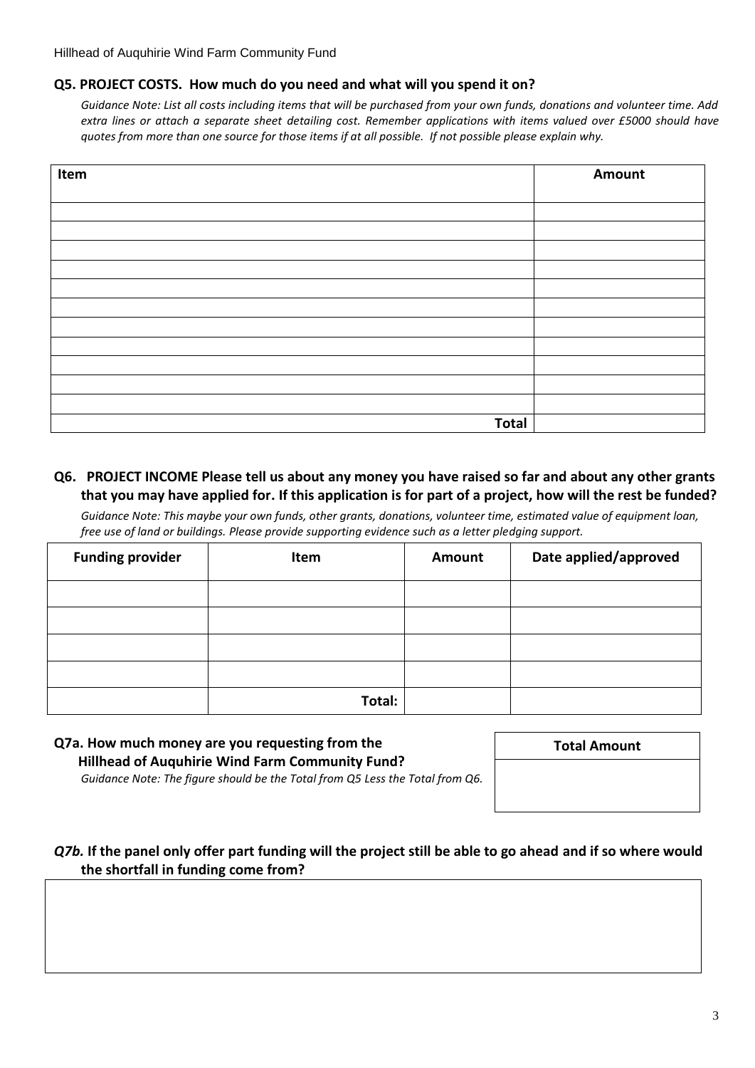### Q5. PROJECT COSTS. How much do you need and what will you spend it on?

*Guidance Note: List all costs including items that will be purchased from your own funds, donations and volunteer time. Add extra lines or attach a separate sheet detailing cost. Remember applications with items valued over £5000 should have quotes from more than one source for those items if at all possible. If not possible please explain why.*

| Item | Amount |
|---|---|
| | |
| | |
| | |
| | |
| | |
| | |
| | |
| | |
| | |
| | |
| | |
| **Total** | |

### Q6. PROJECT INCOME Please tell us about any money you have raised so far and about any other grants that you may have applied for. If this application is for part of a project, how will the rest be funded?

*Guidance Note: This maybe your own funds, other grants, donations, volunteer time, estimated value of equipment loan, free use of land or buildings. Please provide supporting evidence such as a letter pledging support.*

| Funding provider | Item | Amount | Date applied/approved |
|---|---|---|---|
| | | | |
| | | | |
| | | | |
| | | | |
| | **Total:** | | |

### Q7a. How much money are you requesting from the Hillhead of Auquhirie Wind Farm Community Fund?

*Guidance Note: The figure should be the Total from Q5 Less the Total from Q6.*

| Total Amount |
|---|
| |

### *Q7b.* If the panel only offer part funding will the project still be able to go ahead and if so where would the shortfall in funding come from?

| |
|---|
| |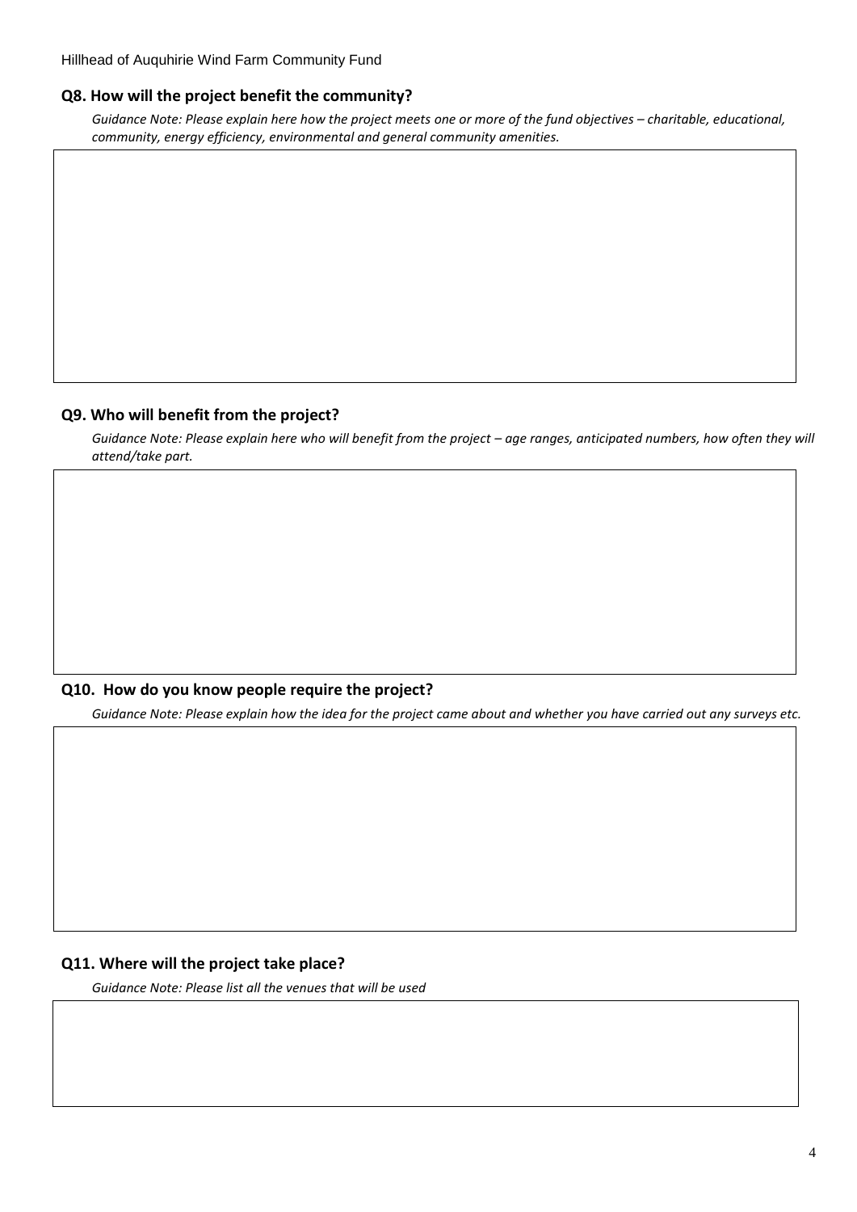### Q8. How will the project benefit the community?

*Guidance Note: Please explain here how the project meets one or more of the fund objectives – charitable, educational, community, energy efficiency, environmental and general community amenities.*

### Q9. Who will benefit from the project?

*Guidance Note: Please explain here who will benefit from the project – age ranges, anticipated numbers, how often they will attend/take part.*

### Q10. How do you know people require the project?

*Guidance Note: Please explain how the idea for the project came about and whether you have carried out any surveys etc.*

### Q11. Where will the project take place?

*Guidance Note: Please list all the venues that will be used*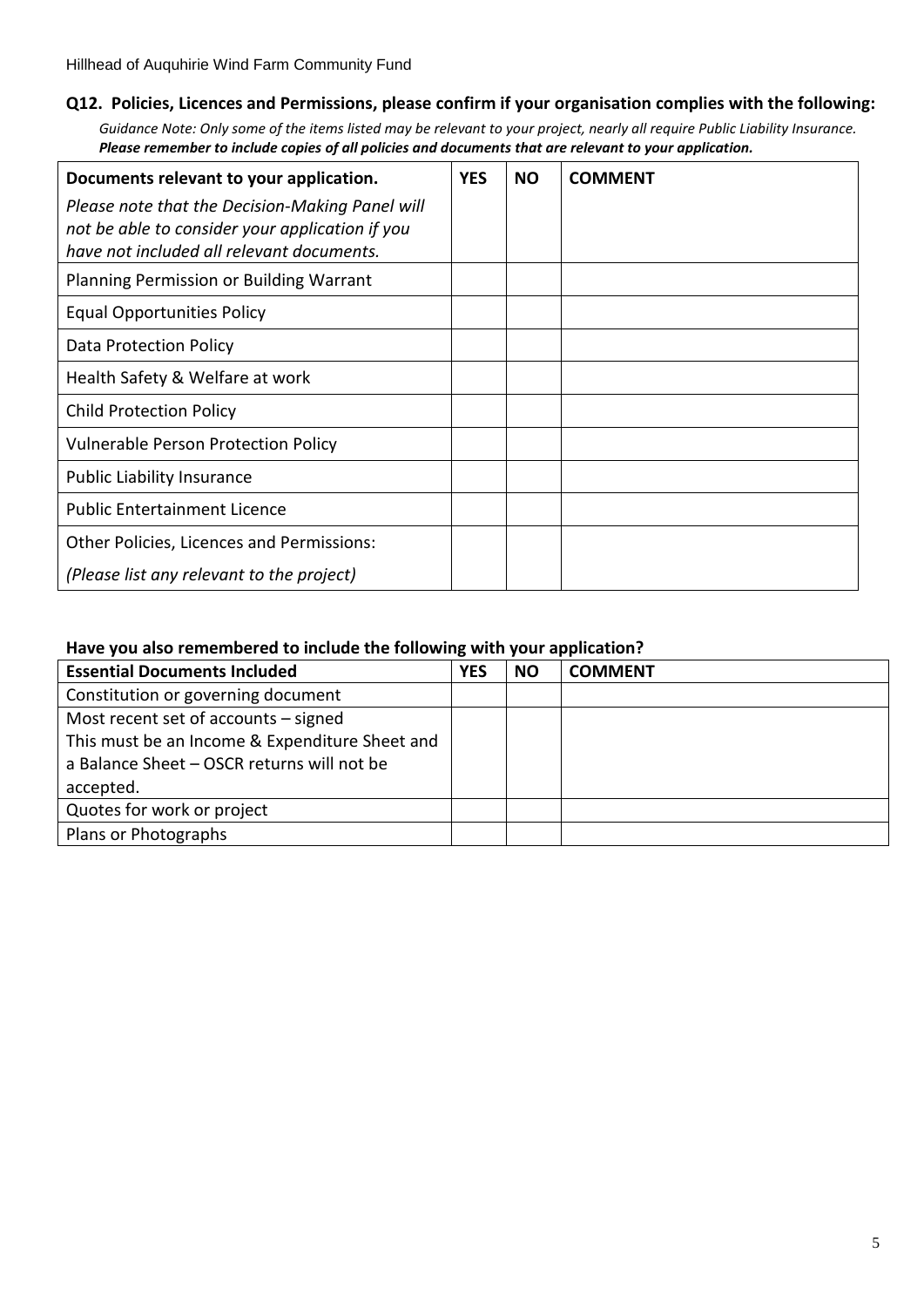## Q12. Policies, Licences and Permissions, please confirm if your organisation complies with the following:

*Guidance Note: Only some of the items listed may be relevant to your project, nearly all require Public Liability Insurance.* ***Please remember to include copies of all policies and documents that are relevant to your application.***

| **Documents relevant to your application.** *Please note that the Decision-Making Panel will not be able to consider your application if you have not included all relevant documents.* | **YES** | **NO** | **COMMENT** |
|---|---|---|---|
| Planning Permission or Building Warrant | | | |
| Equal Opportunities Policy | | | |
| Data Protection Policy | | | |
| Health Safety & Welfare at work | | | |
| Child Protection Policy | | | |
| Vulnerable Person Protection Policy | | | |
| Public Liability Insurance | | | |
| Public Entertainment Licence | | | |
| Other Policies, Licences and Permissions: *(Please list any relevant to the project)* | | | |

### Have you also remembered to include the following with your application?

| **Essential Documents Included** | **YES** | **NO** | **COMMENT** |
|---|---|---|---|
| Constitution or governing document | | | |
| Most recent set of accounts – signed This must be an Income & Expenditure Sheet and a Balance Sheet – OSCR returns will not be accepted. | | | |
| Quotes for work or project | | | |
| Plans or Photographs | | | |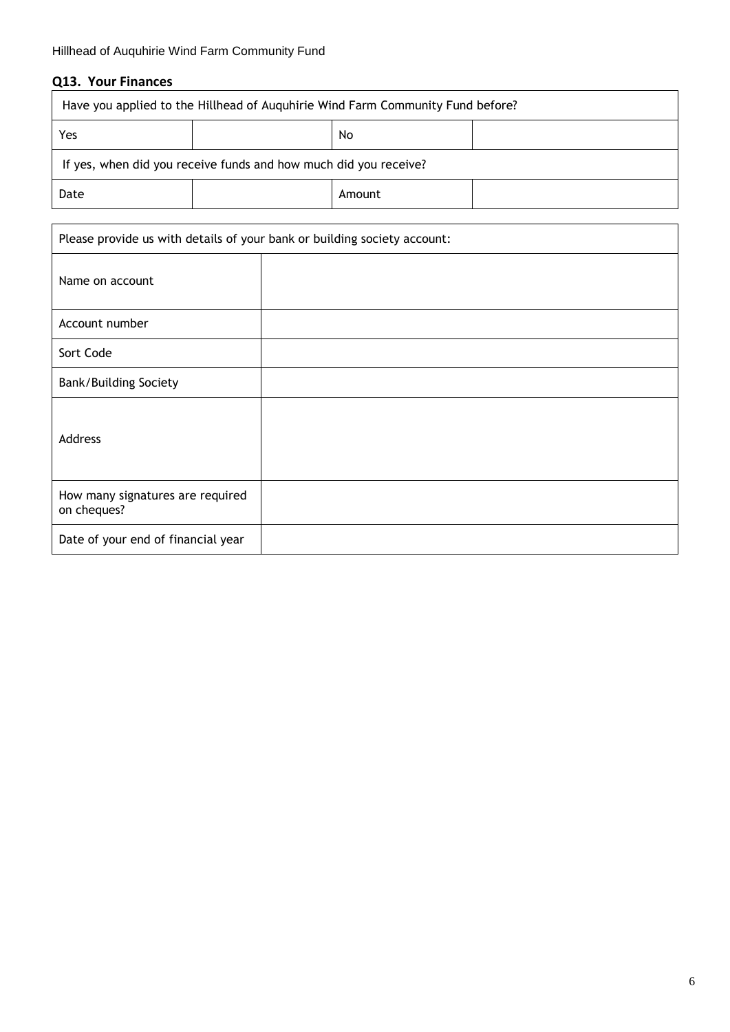## Q13. Your Finances

| Have you applied to the Hillhead of Auquhirie Wind Farm Community Fund before? | | | |
|---|---|---|---|
| Yes | | No | |
| If yes, when did you receive funds and how much did you receive? | | | |
| Date | | Amount | |

| Please provide us with details of your bank or building society account: | |
|---|---|
| Name on account | |
| Account number | |
| Sort Code | |
| Bank/Building Society | |
| Address | |
| How many signatures are required on cheques? | |
| Date of your end of financial year | |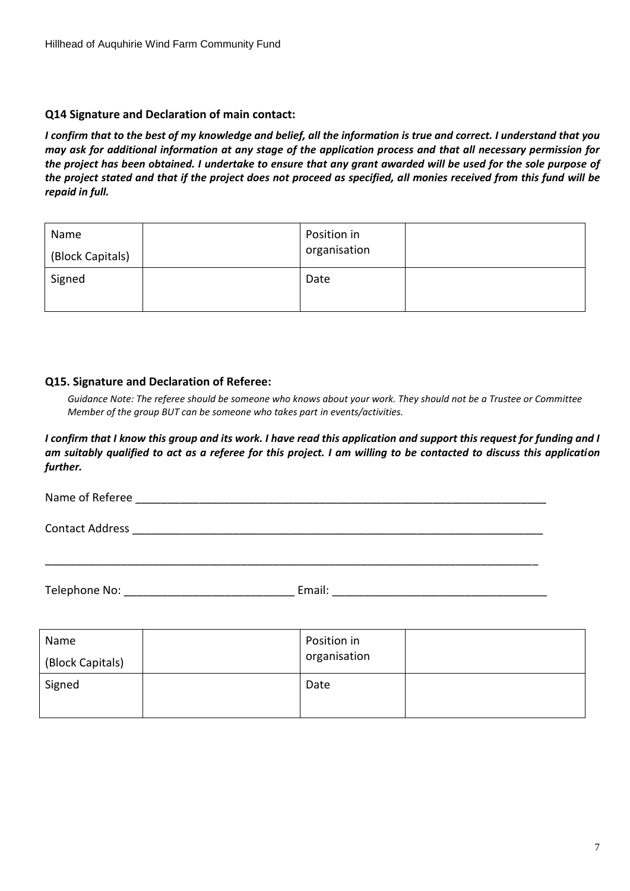**Q14 Signature and Declaration of main contact:**

***I confirm that to the best of my knowledge and belief, all the information is true and correct. I understand that you may ask for additional information at any stage of the application process and that all necessary permission for the project has been obtained. I undertake to ensure that any grant awarded will be used for the sole purpose of the project stated and that if the project does not proceed as specified, all monies received from this fund will be repaid in full.***

| Name (Block Capitals) | | Position in organisation | |
|---|---|---|---|
| Signed | | Date | |

**Q15. Signature and Declaration of Referee:**

*Guidance Note: The referee should be someone who knows about your work. They should not be a Trustee or Committee Member of the group BUT can be someone who takes part in events/activities.*

***I confirm that I know this group and its work. I have read this application and support this request for funding and I am suitably qualified to act as a referee for this project. I am willing to be contacted to discuss this application further.***

Name of Referee ____________________________________________________________________

Contact Address ____________________________________________________________________

____________________________________________________________________________________

Telephone No: ___________________________ Email: __________________________________

| Name (Block Capitals) | | Position in organisation | |
|---|---|---|---|
| Signed | | Date | |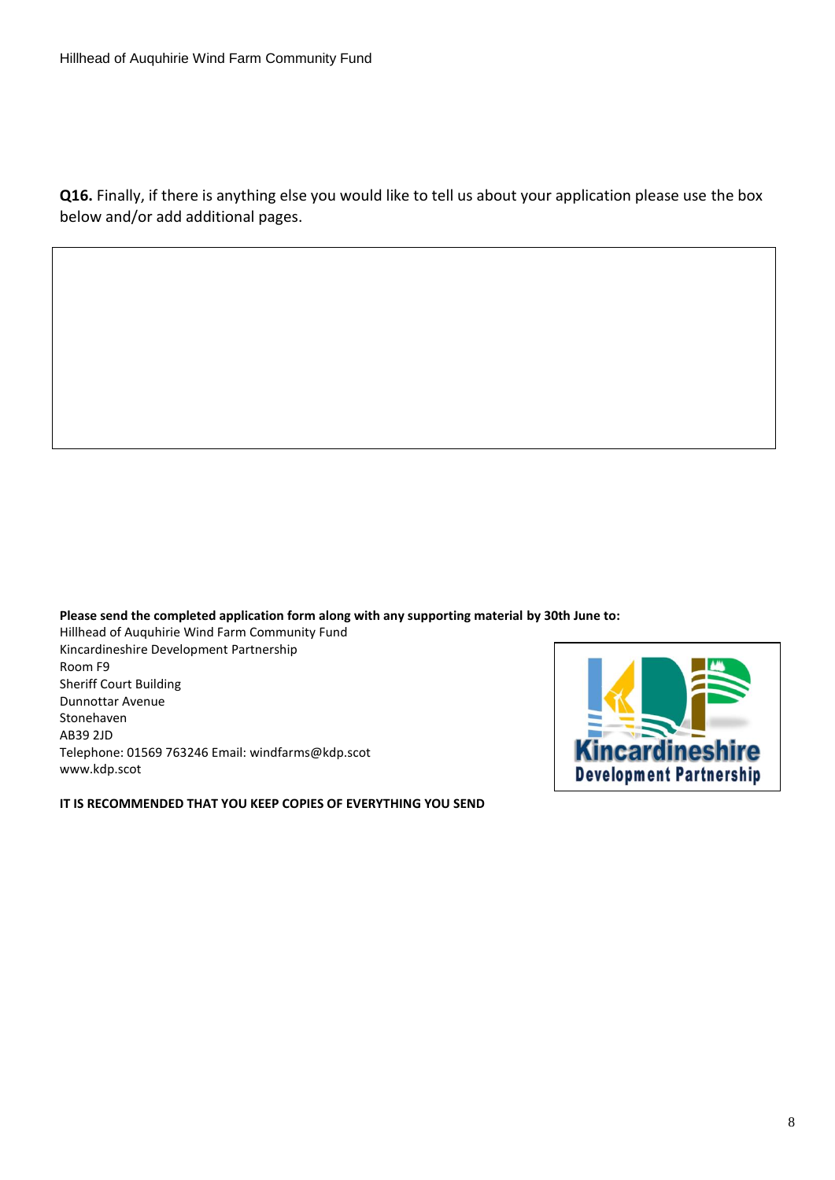**Q16.** Finally, if there is anything else you would like to tell us about your application please use the box below and/or add additional pages.

**Please send the completed application form along with any supporting material by 30th June to:**

Hillhead of Auquhirie Wind Farm Community Fund
Kincardineshire Development Partnership
Room F9
Sheriff Court Building
Dunnottar Avenue
Stonehaven
AB39 2JD
Telephone: 01569 763246 Email: windfarms@kdp.scot
www.kdp.scot

**IT IS RECOMMENDED THAT YOU KEEP COPIES OF EVERYTHING YOU SEND**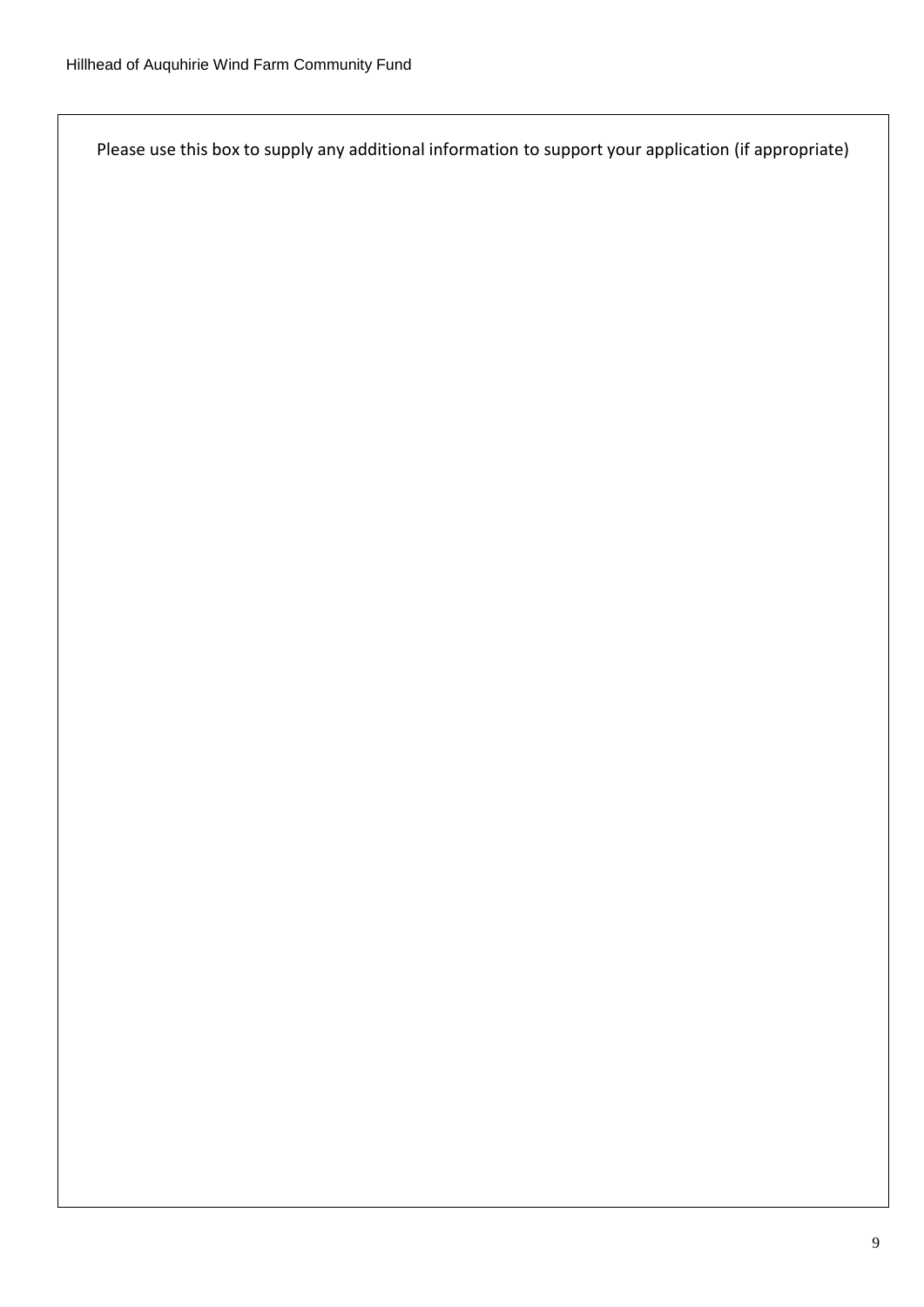Please use this box to supply any additional information to support your application (if appropriate)